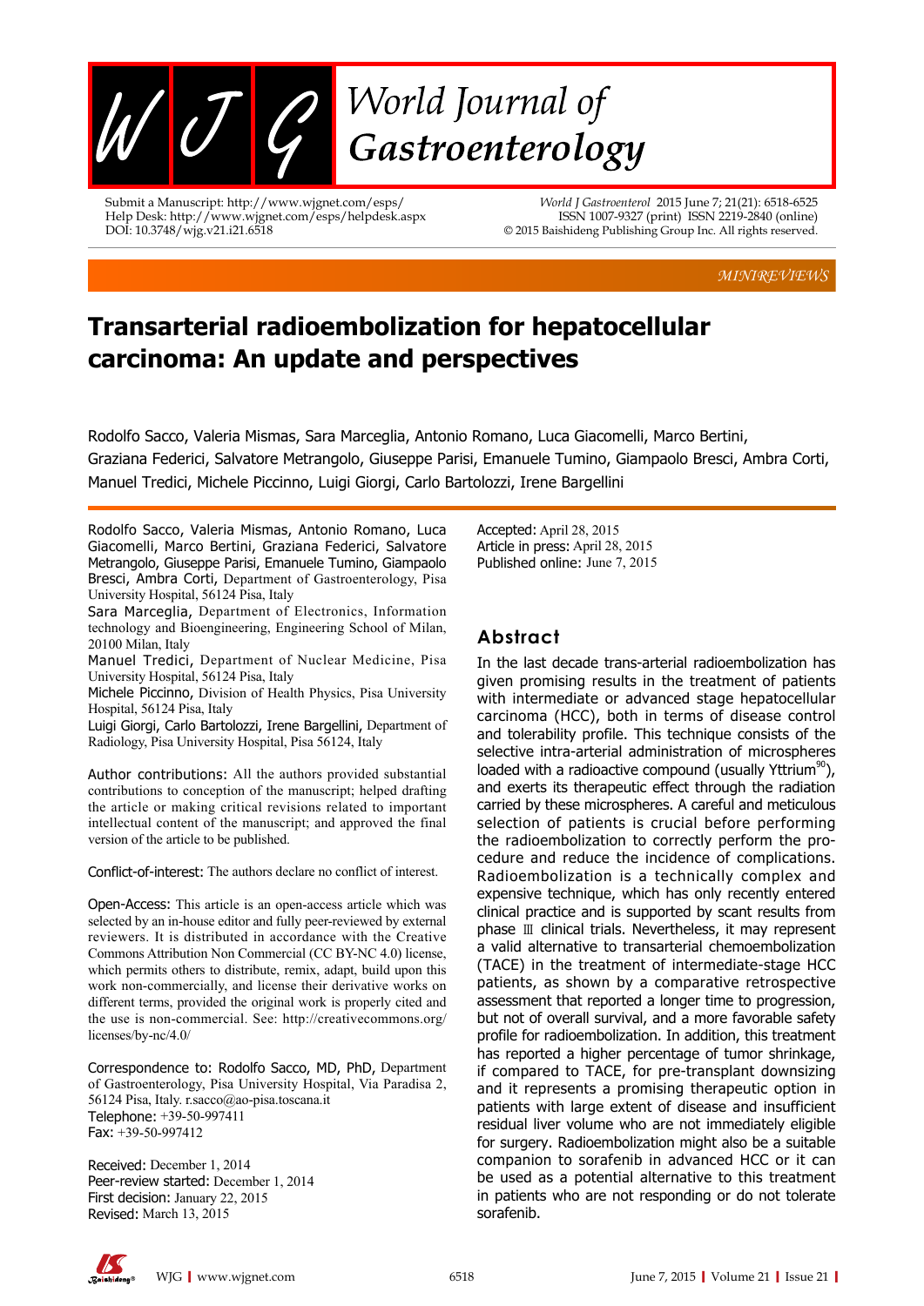MINIREVIEWS

# Transarterial radioembolization for hepatocellular carcinoma: An update and perspectives

Rodolfo Sacco, Valeria Mismas, Sara Marceglia, Antonio Romano, Luca Giacomelli, Marco Bertini, Graziana Federici, Salvatore Metrangolo, Giuseppe Parisi, Emanuele Tumino, Giampaolo Bresci, Ambra Corti, Manuel Tredici, Michele Piccinno, Luigi Giorgi, Carlo Bartolozzi, Irene Bargellini

Rodolfo Sacco, Valeria Mismas, Antonio Romano, Luca Giacomelli, Marco Bertini, Graziana Federici, Salvatore Metrangolo, Giuseppe Parisi, Emanuele Tumino, Giampaolo Bresci, Ambra Corti, Department of Gastroenterology, Pisa University Hospital, 56124 Pisa, Italy

Sara Marceglia, Department of Electronics, Information technology and Bioengineering, Engineering School of Milan, 20100 Milan, Italy

Manuel Tredici, Department of Nuclear Medicine, Pisa University Hospital, 56124 Pisa, Italy

Michele Piccinno, Division of Health Physics, Pisa University Hospital, 56124 Pisa, Italy

Luigi Giorgi, Carlo Bartolozzi, Irene Bargellini, Department of Radiology, Pisa University Hospital, Pisa 56124, Italy

Author contributions: All the authors provided substantial contributions to conception of the manuscript; helped drafting the article or making critical revisions related to important intellectual content of the manuscript; and approved the final version of the article to be published.

Conflict-of-interest: The authors declare no conflict of interest.

Open-Access: This article is an open-access article which was selected by an in-house editor and fully peer-reviewed by external reviewers. It is distributed in accordance with the Creative Commons Attribution Non Commercial (CC BY-NC 4.0) license, which permits others to distribute, remix, adapt, build upon this work non-commercially, and license their derivative works on different terms, provided the original work is properly cited and the use is non-commercial. See: http://creativecommons.org/licenses/by-nc/4.0/

Correspondence to: Rodolfo Sacco, MD, PhD, Department of Gastroenterology, Pisa University Hospital, Via Paradisa 2, 56124 Pisa, Italy. r.sacco@ao-pisa.toscana.it

Telephone: +39-50-997411

Fax: +39-50-997412

Received: December 1, 2014

Peer-review started: December 1, 2014

First decision: January 22, 2015

Revised: March 13, 2015

Accepted: April 28, 2015

Article in press: April 28, 2015

Published online: June 7, 2015

## Abstract

In the last decade trans-arterial radioembolization has given promising results in the treatment of patients with intermediate or advanced stage hepatocellular carcinoma (HCC), both in terms of disease control and tolerability profile. This technique consists of the selective intra-arterial administration of microspheres loaded with a radioactive compound (usually Yttrium[90]), and exerts its therapeutic effect through the radiation carried by these microspheres. A careful and meticulous selection of patients is crucial before performing the radioembolization to correctly perform the procedure and reduce the incidence of complications. Radioembolization is a technically complex and expensive technique, which has only recently entered clinical practice and is supported by scant results from phase Ⅲ clinical trials. Nevertheless, it may represent a valid alternative to transarterial chemoembolization (TACE) in the treatment of intermediate-stage HCC patients, as shown by a comparative retrospective assessment that reported a longer time to progression, but not of overall survival, and a more favorable safety profile for radioembolization. In addition, this treatment has reported a higher percentage of tumor shrinkage, if compared to TACE, for pre-transplant downsizing and it represents a promising therapeutic option in patients with large extent of disease and insufficient residual liver volume who are not immediately eligible for surgery. Radioembolization might also be a suitable companion to sorafenib in advanced HCC or it can be used as a potential alternative to this treatment in patients who are not responding or do not tolerate sorafenib.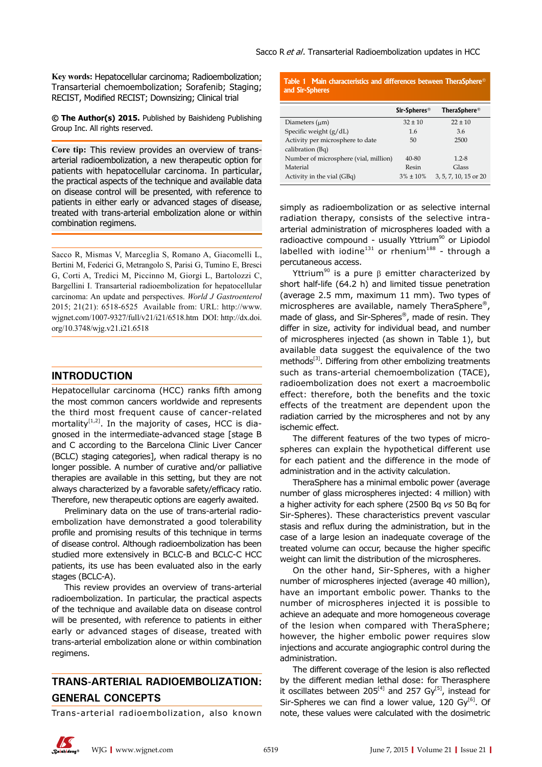**Key words:** Hepatocellular carcinoma; Radioembolization; Transarterial chemoembolization; Sorafenib; Staging; RECIST, Modified RECIST; Downsizing; Clinical trial

**© The Author(s) 2015.** Published by Baishideng Publishing Group Inc. All rights reserved.

**Core tip:** This review provides an overview of trans-arterial radioembolization, a new therapeutic option for patients with hepatocellular carcinoma. In particular, the practical aspects of the technique and available data on disease control will be presented, with reference to patients in either early or advanced stages of disease, treated with trans-arterial embolization alone or within combination regimens.

Sacco R, Mismas V, Marceglia S, Romano A, Giacomelli L, Bertini M, Federici G, Metrangolo S, Parisi G, Tumino E, Bresci G, Corti A, Tredici M, Piccinno M, Giorgi L, Bartolozzi C, Bargellini I. Transarterial radioembolization for hepatocellular carcinoma: An update and perspectives. *World J Gastroenterol* 2015; 21(21): 6518-6525 Available from: URL: http://www.wjgnet.com/1007-9327/full/v21/i21/6518.htm DOI: http://dx.doi.org/10.3748/wjg.v21.i21.6518

## INTRODUCTION

Hepatocellular carcinoma (HCC) ranks fifth among the most common cancers worldwide and represents the third most frequent cause of cancer-related mortality[1,2]. In the majority of cases, HCC is diagnosed in the intermediate-advanced stage [stage B and C according to the Barcelona Clinic Liver Cancer (BCLC) staging categories], when radical therapy is no longer possible. A number of curative and/or palliative therapies are available in this setting, but they are not always characterized by a favorable safety/efficacy ratio. Therefore, new therapeutic options are eagerly awaited.

Preliminary data on the use of trans-arterial radioembolization have demonstrated a good tolerability profile and promising results of this technique in terms of disease control. Although radioembolization has been studied more extensively in BCLC-B and BCLC-C HCC patients, its use has been evaluated also in the early stages (BCLC-A).

This review provides an overview of trans-arterial radioembolization. In particular, the practical aspects of the technique and available data on disease control will be presented, with reference to patients in either early or advanced stages of disease, treated with trans-arterial embolization alone or within combination regimens.

## TRANS-ARTERIAL RADIOEMBOLIZATION: GENERAL CONCEPTS

Trans-arterial radioembolization, also known simply as radioembolization or as selective internal radiation therapy, consists of the selective intra-arterial administration of microspheres loaded with a radioactive compound - usually Yttrium$^{90}$ or Lipiodol labelled with iodine$^{131}$ or rhenium$^{188}$ - through a percutaneous access.

**Table 1 Main characteristics and differences between TheraSphere® and Sir-Spheres**

| | Sir-Spheres® | TheraSphere® |
|---|---|---|
| Diameters (μm) | 32 ± 10 | 22 ± 10 |
| Specific weight (g/dL) | 1.6 | 3.6 |
| Activity per microsphere to date calibration (Bq) | 50 | 2500 |
| Number of microsphere (vial, million) | 40-80 | 1.2-8 |
| Material | Resin | Glass |
| Activity in the vial (GBq) | 3% ± 10% | 3, 5, 7, 10, 15 or 20 |

Yttrium$^{90}$ is a pure β emitter characterized by short half-life (64.2 h) and limited tissue penetration (average 2.5 mm, maximum 11 mm). Two types of microspheres are available, namely TheraSphere®, made of glass, and Sir-Spheres®, made of resin. They differ in size, activity for individual bead, and number of microspheres injected (as shown in Table 1), but available data suggest the equivalence of the two methods[3]. Differing from other embolizing treatments such as trans-arterial chemoembolization (TACE), radioembolization does not exert a macroembolic effect: therefore, both the benefits and the toxic effects of the treatment are dependent upon the radiation carried by the microspheres and not by any ischemic effect.

The different features of the two types of microspheres can explain the hypothetical different use for each patient and the difference in the mode of administration and in the activity calculation.

TheraSphere has a minimal embolic power (average number of glass microspheres injected: 4 million) with a higher activity for each sphere (2500 Bq *vs* 50 Bq for Sir-Spheres). These characteristics prevent vascular stasis and reflux during the administration, but in the case of a large lesion an inadequate coverage of the treated volume can occur, because the higher specific weight can limit the distribution of the microspheres.

On the other hand, Sir-Spheres, with a higher number of microspheres injected (average 40 million), have an important embolic power. Thanks to the number of microspheres injected it is possible to achieve an adequate and more homogeneous coverage of the lesion when compared with TheraSphere; however, the higher embolic power requires slow injections and accurate angiographic control during the administration.

The different coverage of the lesion is also reflected by the different median lethal dose: for Therasphere it oscillates between 205[4] and 257 Gy[5], instead for Sir-Spheres we can find a lower value, 120 Gy[6]. Of note, these values were calculated with the dosimetric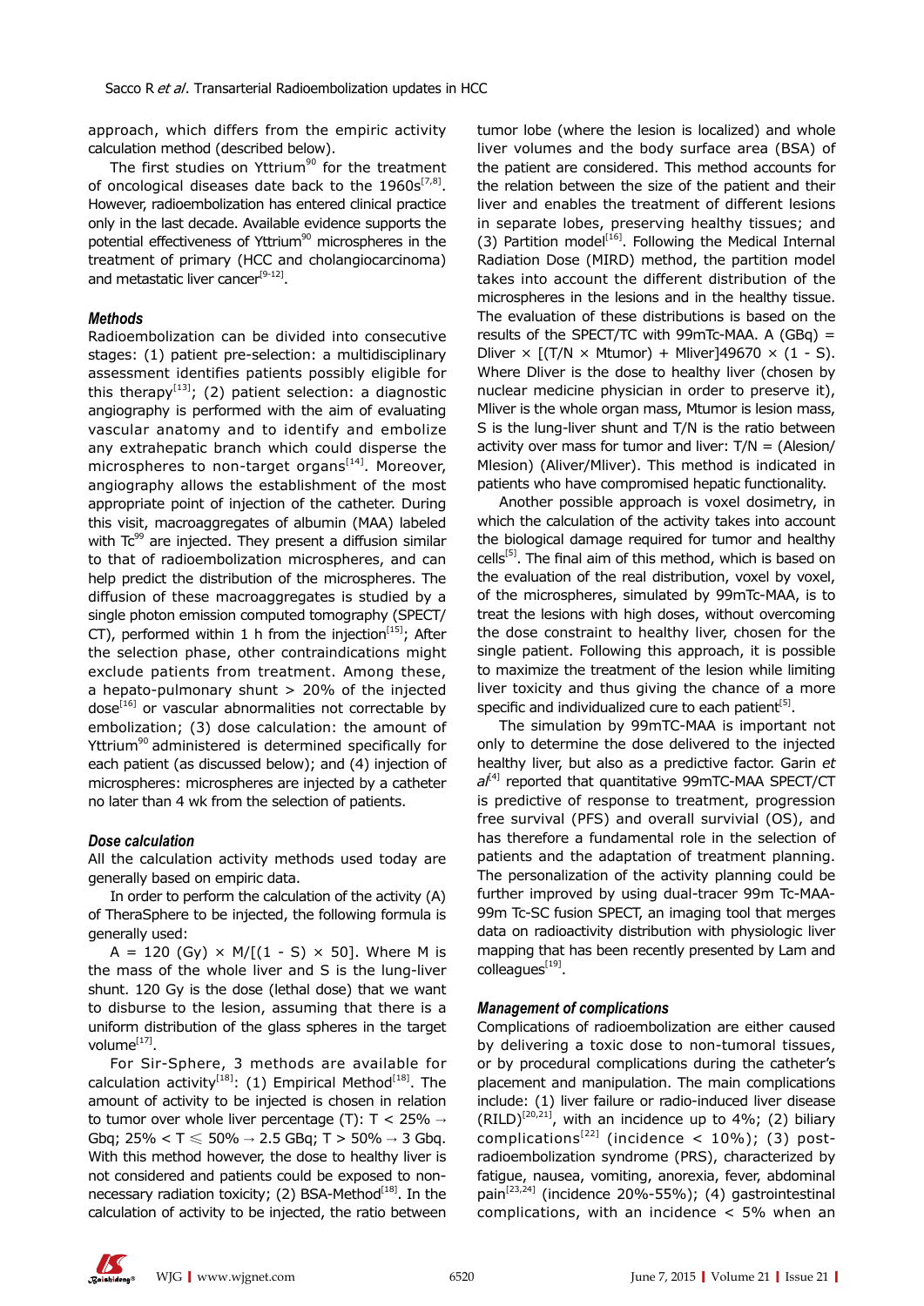approach, which differs from the empiric activity calculation method (described below).

The first studies on Yttrium$^{90}$ for the treatment of oncological diseases date back to the 1960s[7,8]. However, radioembolization has entered clinical practice only in the last decade. Available evidence supports the potential effectiveness of Yttrium$^{90}$ microspheres in the treatment of primary (HCC and cholangiocarcinoma) and metastatic liver cancer[9-12].

### *Methods*

Radioembolization can be divided into consecutive stages: (1) patient pre-selection: a multidisciplinary assessment identifies patients possibly eligible for this therapy[13]; (2) patient selection: a diagnostic angiography is performed with the aim of evaluating vascular anatomy and to identify and embolize any extrahepatic branch which could disperse the microspheres to non-target organs[14]. Moreover, angiography allows the establishment of the most appropriate point of injection of the catheter. During this visit, macroaggregates of albumin (MAA) labeled with Tc$^{99}$ are injected. They present a diffusion similar to that of radioembolization microspheres, and can help predict the distribution of the microspheres. The diffusion of these macroaggregates is studied by a single photon emission computed tomography (SPECT/CT), performed within 1 h from the injection[15]; After the selection phase, other contraindications might exclude patients from treatment. Among these, a hepato-pulmonary shunt > 20% of the injected dose[16] or vascular abnormalities not correctable by embolization; (3) dose calculation: the amount of Yttrium$^{90}$ administered is determined specifically for each patient (as discussed below); and (4) injection of microspheres: microspheres are injected by a catheter no later than 4 wk from the selection of patients.

### *Dose calculation*

All the calculation activity methods used today are generally based on empiric data.

In order to perform the calculation of the activity (A) of TheraSphere to be injected, the following formula is generally used:

$A = 120\ (\text{Gy}) \times M/[(1 - S) \times 50]$. Where M is the mass of the whole liver and S is the lung-liver shunt. 120 Gy is the dose (lethal dose) that we want to disburse to the lesion, assuming that there is a uniform distribution of the glass spheres in the target volume[17].

For Sir-Sphere, 3 methods are available for calculation activity[18]: (1) Empirical Method[18]. The amount of activity to be injected is chosen in relation to tumor over whole liver percentage (T): T < 25% → Gbq; 25% < T ≤ 50% → 2.5 GBq; T > 50% → 3 Gbq. With this method however, the dose to healthy liver is not considered and patients could be exposed to non-necessary radiation toxicity; (2) BSA-Method[18]. In the calculation of activity to be injected, the ratio between tumor lobe (where the lesion is localized) and whole liver volumes and the body surface area (BSA) of the patient are considered. This method accounts for the relation between the size of the patient and their liver and enables the treatment of different lesions in separate lobes, preserving healthy tissues; and (3) Partition model[16]. Following the Medical Internal Radiation Dose (MIRD) method, the partition model takes into account the different distribution of the microspheres in the lesions and in the healthy tissue. The evaluation of these distributions is based on the results of the SPECT/TC with 99mTc-MAA. A (GBq) = Dliver × [(T/N × Mtumor) + Mliver]49670 × (1 - S). Where Dliver is the dose to healthy liver (chosen by nuclear medicine physician in order to preserve it), Mliver is the whole organ mass, Mtumor is lesion mass, S is the lung-liver shunt and T/N is the ratio between activity over mass for tumor and liver: T/N = (Alesion/Mlesion) (Aliver/Mliver). This method is indicated in patients who have compromised hepatic functionality.

Another possible approach is voxel dosimetry, in which the calculation of the activity takes into account the biological damage required for tumor and healthy cells[5]. The final aim of this method, which is based on the evaluation of the real distribution, voxel by voxel, of the microspheres, simulated by 99mTc-MAA, is to treat the lesions with high doses, without overcoming the dose constraint to healthy liver, chosen for the single patient. Following this approach, it is possible to maximize the treatment of the lesion while limiting liver toxicity and thus giving the chance of a more specific and individualized cure to each patient[5].

The simulation by 99mTC-MAA is important not only to determine the dose delivered to the injected healthy liver, but also as a predictive factor. Garin *et al*[4] reported that quantitative 99mTC-MAA SPECT/CT is predictive of response to treatment, progression free survival (PFS) and overall survivial (OS), and has therefore a fundamental role in the selection of patients and the adaptation of treatment planning. The personalization of the activity planning could be further improved by using dual-tracer 99m Tc-MAA-99m Tc-SC fusion SPECT, an imaging tool that merges data on radioactivity distribution with physiologic liver mapping that has been recently presented by Lam and colleagues[19].

### *Management of complications*

Complications of radioembolization are either caused by delivering a toxic dose to non-tumoral tissues, or by procedural complications during the catheter's placement and manipulation. The main complications include: (1) liver failure or radio-induced liver disease (RILD)[20,21], with an incidence up to 4%; (2) biliary complications[22] (incidence < 10%); (3) post-radioembolization syndrome (PRS), characterized by fatigue, nausea, vomiting, anorexia, fever, abdominal pain[23,24] (incidence 20%-55%); (4) gastrointestinal complications, with an incidence < 5% when an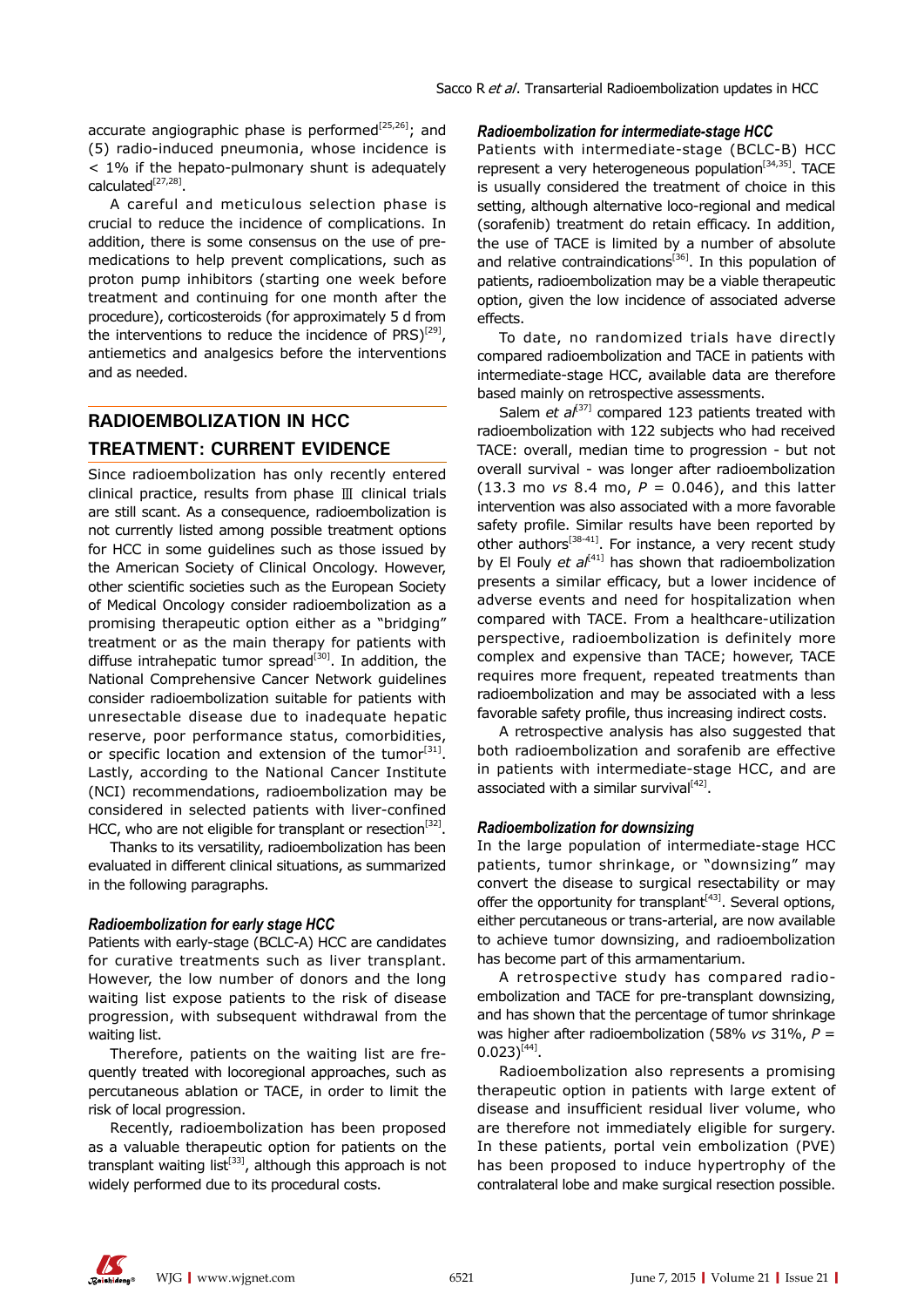accurate angiographic phase is performed[25,26]; and (5) radio-induced pneumonia, whose incidence is < 1% if the hepato-pulmonary shunt is adequately calculated[27,28].

A careful and meticulous selection phase is crucial to reduce the incidence of complications. In addition, there is some consensus on the use of pre-medications to help prevent complications, such as proton pump inhibitors (starting one week before treatment and continuing for one month after the procedure), corticosteroids (for approximately 5 d from the interventions to reduce the incidence of PRS)[29], antiemetics and analgesics before the interventions and as needed.

## RADIOEMBOLIZATION IN HCC TREATMENT: CURRENT EVIDENCE

Since radioembolization has only recently entered clinical practice, results from phase Ⅲ clinical trials are still scant. As a consequence, radioembolization is not currently listed among possible treatment options for HCC in some guidelines such as those issued by the American Society of Clinical Oncology. However, other scientific societies such as the European Society of Medical Oncology consider radioembolization as a promising therapeutic option either as a "bridging" treatment or as the main therapy for patients with diffuse intrahepatic tumor spread[30]. In addition, the National Comprehensive Cancer Network guidelines consider radioembolization suitable for patients with unresectable disease due to inadequate hepatic reserve, poor performance status, comorbidities, or specific location and extension of the tumor[31]. Lastly, according to the National Cancer Institute (NCI) recommendations, radioembolization may be considered in selected patients with liver-confined HCC, who are not eligible for transplant or resection[32].

Thanks to its versatility, radioembolization has been evaluated in different clinical situations, as summarized in the following paragraphs.

### *Radioembolization for early stage HCC*

Patients with early-stage (BCLC-A) HCC are candidates for curative treatments such as liver transplant. However, the low number of donors and the long waiting list expose patients to the risk of disease progression, with subsequent withdrawal from the waiting list.

Therefore, patients on the waiting list are frequently treated with locoregional approaches, such as percutaneous ablation or TACE, in order to limit the risk of local progression.

Recently, radioembolization has been proposed as a valuable therapeutic option for patients on the transplant waiting list[33], although this approach is not widely performed due to its procedural costs.

### *Radioembolization for intermediate-stage HCC*

Patients with intermediate-stage (BCLC-B) HCC represent a very heterogeneous population[34,35]. TACE is usually considered the treatment of choice in this setting, although alternative loco-regional and medical (sorafenib) treatment do retain efficacy. In addition, the use of TACE is limited by a number of absolute and relative contraindications[36]. In this population of patients, radioembolization may be a viable therapeutic option, given the low incidence of associated adverse effects.

To date, no randomized trials have directly compared radioembolization and TACE in patients with intermediate-stage HCC, available data are therefore based mainly on retrospective assessments.

Salem *et al*[37] compared 123 patients treated with radioembolization with 122 subjects who had received TACE: overall, median time to progression - but not overall survival - was longer after radioembolization (13.3 mo *vs* 8.4 mo, $P$ = 0.046), and this latter intervention was also associated with a more favorable safety profile. Similar results have been reported by other authors[38-41]. For instance, a very recent study by El Fouly *et al*[41] has shown that radioembolization presents a similar efficacy, but a lower incidence of adverse events and need for hospitalization when compared with TACE. From a healthcare-utilization perspective, radioembolization is definitely more complex and expensive than TACE; however, TACE requires more frequent, repeated treatments than radioembolization and may be associated with a less favorable safety profile, thus increasing indirect costs.

A retrospective analysis has also suggested that both radioembolization and sorafenib are effective in patients with intermediate-stage HCC, and are associated with a similar survival[42].

### *Radioembolization for downsizing*

In the large population of intermediate-stage HCC patients, tumor shrinkage, or "downsizing" may convert the disease to surgical resectability or may offer the opportunity for transplant[43]. Several options, either percutaneous or trans-arterial, are now available to achieve tumor downsizing, and radioembolization has become part of this armamentarium.

A retrospective study has compared radio-embolization and TACE for pre-transplant downsizing, and has shown that the percentage of tumor shrinkage was higher after radioembolization (58% *vs* 31%, $P$ = 0.023)[44].

Radioembolization also represents a promising therapeutic option in patients with large extent of disease and insufficient residual liver volume, who are therefore not immediately eligible for surgery. In these patients, portal vein embolization (PVE) has been proposed to induce hypertrophy of the contralateral lobe and make surgical resection possible.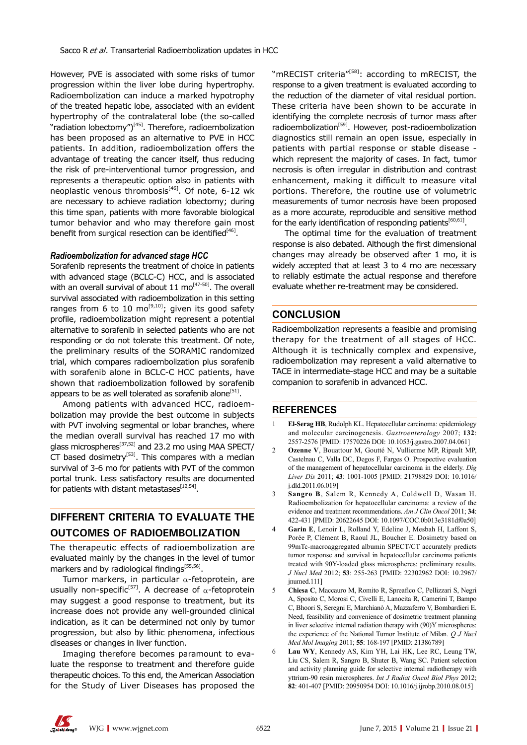However, PVE is associated with some risks of tumor progression within the liver lobe during hypertrophy. Radioembolization can induce a marked hypotrophy of the treated hepatic lobe, associated with an evident hypertrophy of the contralateral lobe (the so-called "radiation lobectomy")[45]. Therefore, radioembolization has been proposed as an alternative to PVE in HCC patients. In addition, radioembolization offers the advantage of treating the cancer itself, thus reducing the risk of pre-interventional tumor progression, and represents a therapeutic option also in patients with neoplastic venous thrombosis[46]. Of note, 6-12 wk are necessary to achieve radiation lobectomy; during this time span, patients with more favorable biological tumor behavior and who may therefore gain most benefit from surgical resection can be identified[46].

### *Radioembolization for advanced stage HCC*

Sorafenib represents the treatment of choice in patients with advanced stage (BCLC-C) HCC, and is associated with an overall survival of about 11 mo[47-50]. The overall survival associated with radioembolization in this setting ranges from 6 to 10 mo[9,10]; given its good safety profile, radioembolization might represent a potential alternative to sorafenib in selected patients who are not responding or do not tolerate this treatment. Of note, the preliminary results of the SORAMIC randomized trial, which compares radioembolization plus sorafenib with sorafenib alone in BCLC-C HCC patients, have shown that radioembolization followed by sorafenib appears to be as well tolerated as sorafenib alone[51].

Among patients with advanced HCC, radioembolization may provide the best outcome in subjects with PVT involving segmental or lobar branches, where the median overall survival has reached 17 mo with glass microspheres[37,52] and 23.2 mo using MAA SPECT/CT based dosimetry[53]. This compares with a median survival of 3-6 mo for patients with PVT of the common portal trunk. Less satisfactory results are documented for patients with distant metastases[12,54].

## DIFFERENT CRITERIA TO EVALUATE THE OUTCOMES OF RADIOEMBOLIZATION

The therapeutic effects of radioembolization are evaluated mainly by the changes in the level of tumor markers and by radiological findings[55,56].

Tumor markers, in particular $\alpha$-fetoprotein, are usually non-specific[57]. A decrease of $\alpha$-fetoprotein may suggest a good response to treatment, but its increase does not provide any well-grounded clinical indication, as it can be determined not only by tumor progression, but also by lithic phenomena, infectious diseases or changes in liver function.

Imaging therefore becomes paramount to evaluate the response to treatment and therefore guide therapeutic choices. To this end, the American Association for the Study of Liver Diseases has proposed the "mRECIST criteria"[58]: according to mRECIST, the response to a given treatment is evaluated according to the reduction of the diameter of vital residual portion. These criteria have been shown to be accurate in identifying the complete necrosis of tumor mass after radioembolization[59]. However, post-radioembolization diagnostics still remain an open issue, especially in patients with partial response or stable disease - which represent the majority of cases. In fact, tumor necrosis is often irregular in distribution and contrast enhancement, making it difficult to measure vital portions. Therefore, the routine use of volumetric measurements of tumor necrosis have been proposed as a more accurate, reproducible and sensitive method for the early identification of responding patients[60,61].

The optimal time for the evaluation of treatment response is also debated. Although the first dimensional changes may already be observed after 1 mo, it is widely accepted that at least 3 to 4 mo are necessary to reliably estimate the actual response and therefore evaluate whether re-treatment may be considered.

## CONCLUSION

Radioembolization represents a feasible and promising therapy for the treatment of all stages of HCC. Although it is technically complex and expensive, radioembolization may represent a valid alternative to TACE in intermediate-stage HCC and may be a suitable companion to sorafenib in advanced HCC.

## REFERENCES

1. **El-Serag HB**, Rudolph KL. Hepatocellular carcinoma: epidemiology and molecular carcinogenesis. *Gastroenterology* 2007; **132**: 2557-2576 [PMID: 17570226 DOI: 10.1053/j.gastro.2007.04.061]
2. **Ozenne V**, Bouattour M, Goutté N, Vullierme MP, Ripault MP, Castelnau C, Valla DC, Degos F, Farges O. Prospective evaluation of the management of hepatocellular carcinoma in the elderly. *Dig Liver Dis* 2011; **43**: 1001-1005 [PMID: 21798829 DOI: 10.1016/j.dld.2011.06.019]
3. **Sangro B**, Salem R, Kennedy A, Coldwell D, Wasan H. Radioembolization for hepatocellular carcinoma: a review of the evidence and treatment recommendations. *Am J Clin Oncol* 2011; **34**: 422-431 [PMID: 20622645 DOI: 10.1097/COC.0b013e3181df0a50]
4. **Garin E**, Lenoir L, Rolland Y, Edeline J, Mesbah H, Laffont S, Porée P, Clément B, Raoul JL, Boucher E. Dosimetry based on 99mTc-macroaggregated albumin SPECT/CT accurately predicts tumor response and survival in hepatocellular carcinoma patients treated with 90Y-loaded glass microspheres: preliminary results. *J Nucl Med* 2012; **53**: 255-263 [PMID: 22302962 DOI: 10.2967/jnumed.111]
5. **Chiesa C**, Maccauro M, Romito R, Spreafico C, Pellizzari S, Negri A, Sposito C, Morosi C, Civelli E, Lanocita R, Camerini T, Bampo C, Bhoori S, Seregni E, Marchianò A, Mazzaferro V, Bombardieri E. Need, feasibility and convenience of dosimetric treatment planning in liver selective internal radiation therapy with (90)Y microspheres: the experience of the National Tumor Institute of Milan. *Q J Nucl Med Mol Imaging* 2011; **55**: 168-197 [PMID: 21386789]
6. **Lau WY**, Kennedy AS, Kim YH, Lai HK, Lee RC, Leung TW, Liu CS, Salem R, Sangro B, Shuter B, Wang SC. Patient selection and activity planning guide for selective internal radiotherapy with yttrium-90 resin microspheres. *Int J Radiat Oncol Biol Phys* 2012; **82**: 401-407 [PMID: 20950954 DOI: 10.1016/j.ijrobp.2010.08.015]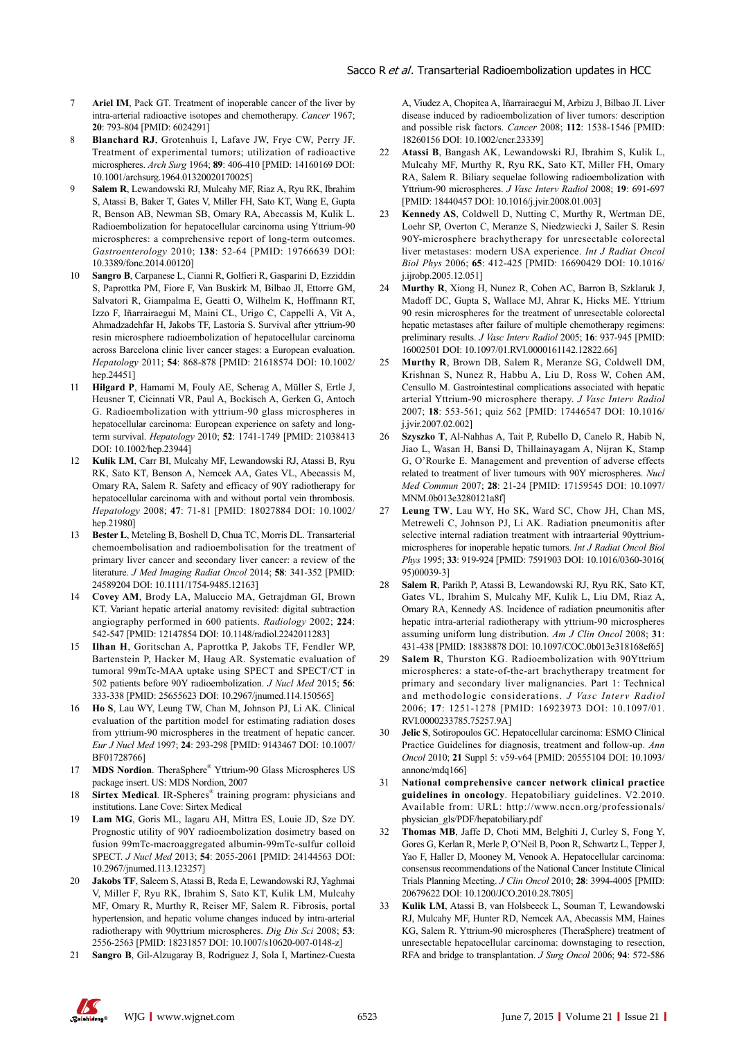7 **Ariel IM**, Pack GT. Treatment of inoperable cancer of the liver by intra-arterial radioactive isotopes and chemotherapy. *Cancer* 1967; **20**: 793-804 [PMID: 6024291]

8 **Blanchard RJ**, Grotenhuis I, Lafave JW, Frye CW, Perry JF. Treatment of experimental tumors; utilization of radioactive microspheres. *Arch Surg* 1964; **89**: 406-410 [PMID: 14160169 DOI: 10.1001/archsurg.1964.01320020170025]

9 **Salem R**, Lewandowski RJ, Mulcahy MF, Riaz A, Ryu RK, Ibrahim S, Atassi B, Baker T, Gates V, Miller FH, Sato KT, Wang E, Gupta R, Benson AB, Newman SB, Omary RA, Abecassis M, Kulik L. Radioembolization for hepatocellular carcinoma using Yttrium-90 microspheres: a comprehensive report of long-term outcomes. *Gastroenterology* 2010; **138**: 52-64 [PMID: 19766639 DOI: 10.3389/fonc.2014.00120]

10 **Sangro B**, Carpanese L, Cianni R, Golfieri R, Gasparini D, Ezziddin S, Paprottka PM, Fiore F, Van Buskirk M, Bilbao JI, Ettorre GM, Salvatori R, Giampalma E, Geatti O, Wilhelm K, Hoffmann RT, Izzo F, Iñarrairaegui M, Maini CL, Urigo C, Cappelli A, Vit A, Ahmadzadehfar H, Jakobs TF, Lastoria S. Survival after yttrium-90 resin microsphere radioembolization of hepatocellular carcinoma across Barcelona clinic liver cancer stages: a European evaluation. *Hepatology* 2011; **54**: 868-878 [PMID: 21618574 DOI: 10.1002/hep.24451]

11 **Hilgard P**, Hamami M, Fouly AE, Scherag A, Müller S, Ertle J, Heusner T, Cicinnati VR, Paul A, Bockisch A, Gerken G, Antoch G. Radioembolization with yttrium-90 glass microspheres in hepatocellular carcinoma: European experience on safety and long-term survival. *Hepatology* 2010; **52**: 1741-1749 [PMID: 21038413 DOI: 10.1002/hep.23944]

12 **Kulik LM**, Carr BI, Mulcahy MF, Lewandowski RJ, Atassi B, Ryu RK, Sato KT, Benson A, Nemcek AA, Gates VL, Abecassis M, Omary RA, Salem R. Safety and efficacy of 90Y radiotherapy for hepatocellular carcinoma with and without portal vein thrombosis. *Hepatology* 2008; **47**: 71-81 [PMID: 18027884 DOI: 10.1002/hep.21980]

13 **Bester L**, Meteling B, Boshell D, Chua TC, Morris DL. Transarterial chemoembolisation and radioembolisation for the treatment of primary liver cancer and secondary liver cancer: a review of the literature. *J Med Imaging Radiat Oncol* 2014; **58**: 341-352 [PMID: 24589204 DOI: 10.1111/1754-9485.12163]

14 **Covey AM**, Brody LA, Maluccio MA, Getrajdman GI, Brown KT. Variant hepatic arterial anatomy revisited: digital subtraction angiography performed in 600 patients. *Radiology* 2002; **224**: 542-547 [PMID: 12147854 DOI: 10.1148/radiol.2242011283]

15 **Ilhan H**, Goritschan A, Paprottka P, Jakobs TF, Fendler WP, Bartenstein P, Hacker M, Haug AR. Systematic evaluation of tumoral 99mTc-MAA uptake using SPECT and SPECT/CT in 502 patients before 90Y radioembolization. *J Nucl Med* 2015; **56**: 333-338 [PMID: 25655623 DOI: 10.2967/jnumed.114.150565]

16 **Ho S**, Lau WY, Leung TW, Chan M, Johnson PJ, Li AK. Clinical evaluation of the partition model for estimating radiation doses from yttrium-90 microspheres in the treatment of hepatic cancer. *Eur J Nucl Med* 1997; **24**: 293-298 [PMID: 9143467 DOI: 10.1007/BF01728766]

17 **MDS Nordion**. TheraSphere® Yttrium-90 Glass Microspheres US package insert. US: MDS Nordion, 2007

18 **Sirtex Medical**. IR-Spheres® training program: physicians and institutions. Lane Cove: Sirtex Medical

19 **Lam MG**, Goris ML, Iagaru AH, Mittra ES, Louie JD, Sze DY. Prognostic utility of 90Y radioembolization dosimetry based on fusion 99mTc-macroaggregated albumin-99mTc-sulfur colloid SPECT. *J Nucl Med* 2013; **54**: 2055-2061 [PMID: 24144563 DOI: 10.2967/jnumed.113.123257]

20 **Jakobs TF**, Saleem S, Atassi B, Reda E, Lewandowski RJ, Yaghmai V, Miller F, Ryu RK, Ibrahim S, Sato KT, Kulik LM, Mulcahy MF, Omary R, Murthy R, Reiser MF, Salem R. Fibrosis, portal hypertension, and hepatic volume changes induced by intra-arterial radiotherapy with 90yttrium microspheres. *Dig Dis Sci* 2008; **53**: 2556-2563 [PMID: 18231857 DOI: 10.1007/s10620-007-0148-z]

21 **Sangro B**, Gil-Alzugaray B, Rodriguez J, Sola I, Martinez-Cuesta A, Viudez A, Chopitea A, Iñarrairaegui M, Arbizu J, Bilbao JI. Liver disease induced by radioembolization of liver tumors: description and possible risk factors. *Cancer* 2008; **112**: 1538-1546 [PMID: 18260156 DOI: 10.1002/cncr.23339]

22 **Atassi B**, Bangash AK, Lewandowski RJ, Ibrahim S, Kulik L, Mulcahy MF, Murthy R, Ryu RK, Sato KT, Miller FH, Omary RA, Salem R. Biliary sequelae following radioembolization with Yttrium-90 microspheres. *J Vasc Interv Radiol* 2008; **19**: 691-697 [PMID: 18440457 DOI: 10.1016/j.jvir.2008.01.003]

23 **Kennedy AS**, Coldwell D, Nutting C, Murthy R, Wertman DE, Loehr SP, Overton C, Meranze S, Niedzwiecki J, Sailer S. Resin 90Y-microsphere brachytherapy for unresectable colorectal liver metastases: modern USA experience. *Int J Radiat Oncol Biol Phys* 2006; **65**: 412-425 [PMID: 16690429 DOI: 10.1016/j.ijrobp.2005.12.051]

24 **Murthy R**, Xiong H, Nunez R, Cohen AC, Barron B, Szklaruk J, Madoff DC, Gupta S, Wallace MJ, Ahrar K, Hicks ME. Yttrium 90 resin microspheres for the treatment of unresectable colorectal hepatic metastases after failure of multiple chemotherapy regimens: preliminary results. *J Vasc Interv Radiol* 2005; **16**: 937-945 [PMID: 16002501 DOI: 10.1097/01.RVI.0000161142.12822.66]

25 **Murthy R**, Brown DB, Salem R, Meranze SG, Coldwell DM, Krishnan S, Nunez R, Habbu A, Liu D, Ross W, Cohen AM, Censullo M. Gastrointestinal complications associated with hepatic arterial Yttrium-90 microsphere therapy. *J Vasc Interv Radiol* 2007; **18**: 553-561; quiz 562 [PMID: 17446547 DOI: 10.1016/j.jvir.2007.02.002]

26 **Szyszko T**, Al-Nahhas A, Tait P, Rubello D, Canelo R, Habib N, Jiao L, Wasan H, Bansi D, Thillainayagam A, Nijran K, Stamp G, O'Rourke E. Management and prevention of adverse effects related to treatment of liver tumours with 90Y microspheres. *Nucl Med Commun* 2007; **28**: 21-24 [PMID: 17159545 DOI: 10.1097/MNM.0b013e3280121a8f]

27 **Leung TW**, Lau WY, Ho SK, Ward SC, Chow JH, Chan MS, Metreweli C, Johnson PJ, Li AK. Radiation pneumonitis after selective internal radiation treatment with intraarterial 90yttrium-microspheres for inoperable hepatic tumors. *Int J Radiat Oncol Biol Phys* 1995; **33**: 919-924 [PMID: 7591903 DOI: 10.1016/0360-3016(95)00039-3]

28 **Salem R**, Parikh P, Atassi B, Lewandowski RJ, Ryu RK, Sato KT, Gates VL, Ibrahim S, Mulcahy MF, Kulik L, Liu DM, Riaz A, Omary RA, Kennedy AS. Incidence of radiation pneumonitis after hepatic intra-arterial radiotherapy with yttrium-90 microspheres assuming uniform lung distribution. *Am J Clin Oncol* 2008; **31**: 431-438 [PMID: 18838878 DOI: 10.1097/COC.0b013e318168ef65]

29 **Salem R**, Thurston KG. Radioembolization with 90Yttrium microspheres: a state-of-the-art brachytherapy treatment for primary and secondary liver malignancies. Part 1: Technical and methodologic considerations. *J Vasc Interv Radiol* 2006; **17**: 1251-1278 [PMID: 16923973 DOI: 10.1097/01.RVI.0000233785.75257.9A]

30 **Jelic S**, Sotiropoulos GC. Hepatocellular carcinoma: ESMO Clinical Practice Guidelines for diagnosis, treatment and follow-up. *Ann Oncol* 2010; **21** Suppl 5: v59-v64 [PMID: 20555104 DOI: 10.1093/annonc/mdq166]

31 **National comprehensive cancer network clinical practice guidelines in oncology**. Hepatobiliary guidelines. V2.2010. Available from: URL: http://www.nccn.org/professionals/physician_gls/PDF/hepatobiliary.pdf

32 **Thomas MB**, Jaffe D, Choti MM, Belghiti J, Curley S, Fong Y, Gores G, Kerlan R, Merle P, O'Neil B, Poon R, Schwartz L, Tepper J, Yao F, Haller D, Mooney M, Venook A. Hepatocellular carcinoma: consensus recommendations of the National Cancer Institute Clinical Trials Planning Meeting. *J Clin Oncol* 2010; **28**: 3994-4005 [PMID: 20679622 DOI: 10.1200/JCO.2010.28.7805]

33 **Kulik LM**, Atassi B, van Holsbeeck L, Souman T, Lewandowski RJ, Mulcahy MF, Hunter RD, Nemcek AA, Abecassis MM, Haines KG, Salem R. Yttrium-90 microspheres (TheraSphere) treatment of unresectable hepatocellular carcinoma: downstaging to resection, RFA and bridge to transplantation. *J Surg Oncol* 2006; **94**: 572-586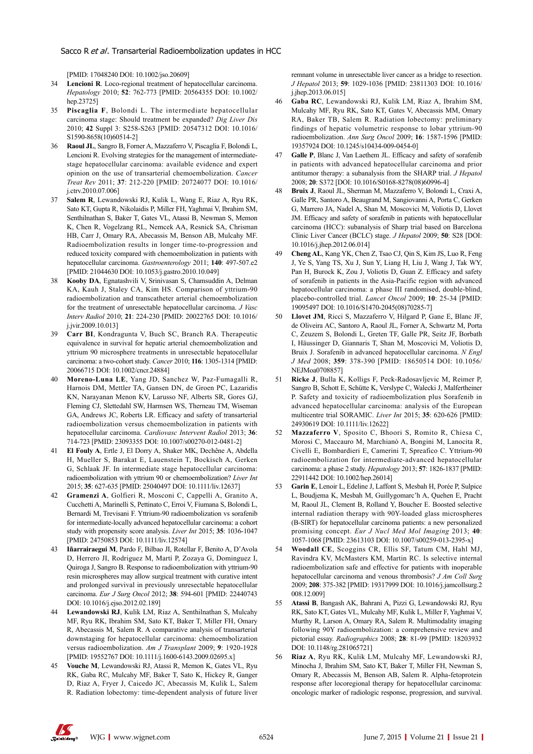[PMID: 17048240 DOI: 10.1002/jso.20609]

34 **Lencioni R**. Loco-regional treatment of hepatocellular carcinoma. *Hepatology* 2010; **52**: 762-773 [PMID: 20564355 DOI: 10.1002/hep.23725]

35 **Piscaglia F**, Bolondi L. The intermediate hepatocellular carcinoma stage: Should treatment be expanded? *Dig Liver Dis* 2010; **42** Suppl 3: S258-S263 [PMID: 20547312 DOI: 10.1016/S1590-8658(10)60514-2]

36 **Raoul JL**, Sangro B, Forner A, Mazzaferro V, Piscaglia F, Bolondi L, Lencioni R. Evolving strategies for the management of intermediate-stage hepatocellular carcinoma: available evidence and expert opinion on the use of transarterial chemoembolization. *Cancer Treat Rev* 2011; **37**: 212-220 [PMID: 20724077 DOI: 10.1016/j.ctrv.2010.07.006]

37 **Salem R**, Lewandowski RJ, Kulik L, Wang E, Riaz A, Ryu RK, Sato KT, Gupta R, Nikolaidis P, Miller FH, Yaghmai V, Ibrahim SM, Senthilnathan S, Baker T, Gates VL, Atassi B, Newman S, Memon K, Chen R, Vogelzang RL, Nemcek AA, Resnick SA, Chrisman HB, Carr J, Omary RA, Abecassis M, Benson AB, Mulcahy MF. Radioembolization results in longer time-to-progression and reduced toxicity compared with chemoembolization in patients with hepatocellular carcinoma. *Gastroenterology* 2011; **140**: 497-507.e2 [PMID: 21044630 DOI: 10.1053/j.gastro.2010.10.049]

38 **Kooby DA**, Egnatashvili V, Srinivasan S, Chamsuddin A, Delman KA, Kauh J, Staley CA, Kim HS. Comparison of yttrium-90 radioembolization and transcatheter arterial chemoembolization for the treatment of unresectable hepatocellular carcinoma. *J Vasc Interv Radiol* 2010; **21**: 224-230 [PMID: 20022765 DOI: 10.1016/j.jvir.2009.10.013]

39 **Carr BI**, Kondragunta V, Buch SC, Branch RA. Therapeutic equivalence in survival for hepatic arterial chemoembolization and yttrium 90 microsphere treatments in unresectable hepatocellular carcinoma: a two-cohort study. *Cancer* 2010; **116**: 1305-1314 [PMID: 20066715 DOI: 10.1002/cncr.24884]

40 **Moreno-Luna LE**, Yang JD, Sanchez W, Paz-Fumagalli R, Harnois DM, Mettler TA, Gansen DN, de Groen PC, Lazaridis KN, Narayanan Menon KV, Larusso NF, Alberts SR, Gores GJ, Fleming CJ, Slettedahl SW, Harmsen WS, Therneau TM, Wiseman GA, Andrews JC, Roberts LR. Efficacy and safety of transarterial radioembolization versus chemoembolization in patients with hepatocellular carcinoma. *Cardiovasc Intervent Radiol* 2013; **36**: 714-723 [PMID: 23093355 DOI: 10.1007/s00270-012-0481-2]

41 **El Fouly A**, Ertle J, El Dorry A, Shaker MK, Dechêne A, Abdella H, Mueller S, Barakat E, Lauenstein T, Bockisch A, Gerken G, Schlaak JF. In intermediate stage hepatocellular carcinoma: radioembolization with yttrium 90 or chemoembolization? *Liver Int* 2015; **35**: 627-635 [PMID: 25040497 DOI: 10.1111/liv.12637]

42 **Gramenzi A**, Golfieri R, Mosconi C, Cappelli A, Granito A, Cucchetti A, Marinelli S, Pettinato C, Erroi V, Fiumana S, Bolondi L, Bernardi M, Trevisani F. Yttrium-90 radioembolization vs sorafenib for intermediate-locally advanced hepatocellular carcinoma: a cohort study with propensity score analysis. *Liver Int* 2015; **35**: 1036-1047 [PMID: 24750853 DOI: 10.1111/liv.12574]

43 **Iñarrairaegui M**, Pardo F, Bilbao JI, Rotellar F, Benito A, D'Avola D, Herrero JI, Rodriguez M, Martí P, Zozaya G, Dominguez I, Quiroga J, Sangro B. Response to radioembolization with yttrium-90 resin microspheres may allow surgical treatment with curative intent and prolonged survival in previously unresectable hepatocellular carcinoma. *Eur J Surg Oncol* 2012; **38**: 594-601 [PMID: 22440743 DOI: 10.1016/j.ejso.2012.02.189]

44 **Lewandowski RJ**, Kulik LM, Riaz A, Senthilnathan S, Mulcahy MF, Ryu RK, Ibrahim SM, Sato KT, Baker T, Miller FH, Omary R, Abecassis M, Salem R. A comparative analysis of transarterial downstaging for hepatocellular carcinoma: chemoembolization versus radioembolization. *Am J Transplant* 2009; **9**: 1920-1928 [PMID: 19552767 DOI: 10.1111/j.1600-6143.2009.02695.x]

45 **Vouche M**, Lewandowski RJ, Atassi R, Memon K, Gates VL, Ryu RK, Gaba RC, Mulcahy MF, Baker T, Sato K, Hickey R, Ganger D, Riaz A, Fryer J, Caicedo JC, Abecassis M, Kulik L, Salem R. Radiation lobectomy: time-dependent analysis of future liver remnant volume in unresectable liver cancer as a bridge to resection. *J Hepatol* 2013; **59**: 1029-1036 [PMID: 23811303 DOI: 10.1016/j.jhep.2013.06.015]

46 **Gaba RC**, Lewandowski RJ, Kulik LM, Riaz A, Ibrahim SM, Mulcahy MF, Ryu RK, Sato KT, Gates V, Abecassis MM, Omary RA, Baker TB, Salem R. Radiation lobectomy: preliminary findings of hepatic volumetric response to lobar yttrium-90 radioembolization. *Ann Surg Oncol* 2009; **16**: 1587-1596 [PMID: 19357924 DOI: 10.1245/s10434-009-0454-0]

47 **Galle P**, Blanc J, Van Laethem JL. Efficacy and safety of sorafenib in patients with advanced hepatocellular carcinoma and prior antitumor therapy: a subanalysis from the SHARP trial. *J Hepatol* 2008; **20**: S372 [DOI: 10.1016/S0168-8278(08)60996-4]

48 **Bruix J**, Raoul JL, Sherman M, Mazzaferro V, Bolondi L, Craxi A, Galle PR, Santoro A, Beaugrand M, Sangiovanni A, Porta C, Gerken G, Marrero JA, Nadel A, Shan M, Moscovici M, Voliotis D, Llovet JM. Efficacy and safety of sorafenib in patients with hepatocellular carcinoma (HCC): subanalysis of Sharp trial based on Barcelona Clinic Liver Cancer (BCLC) stage. *J Hepatol* 2009; **50**: S28 [DOI: 10.1016/j.jhep.2012.06.014]

49 **Cheng AL**, Kang YK, Chen Z, Tsao CJ, Qin S, Kim JS, Luo R, Feng J, Ye S, Yang TS, Xu J, Sun Y, Liang H, Liu J, Wang J, Tak WY, Pan H, Burock K, Zou J, Voliotis D, Guan Z. Efficacy and safety of sorafenib in patients in the Asia-Pacific region with advanced hepatocellular carcinoma: a phase III randomised, double-blind, placebo-controlled trial. *Lancet Oncol* 2009; **10**: 25-34 [PMID: 19095497 DOI: 10.1016/S1470-2045(08)70285-7]

50 **Llovet JM**, Ricci S, Mazzaferro V, Hilgard P, Gane E, Blanc JF, de Oliveira AC, Santoro A, Raoul JL, Forner A, Schwartz M, Porta C, Zeuzem S, Bolondi L, Greten TF, Galle PR, Seitz JF, Borbath I, Häussinger D, Giannaris T, Shan M, Moscovici M, Voliotis D, Bruix J. Sorafenib in advanced hepatocellular carcinoma. *N Engl J Med* 2008; **359**: 378-390 [PMID: 18650514 DOI: 10.1056/NEJMoa0708857]

51 **Ricke J**, Bulla K, Kolligs F, Peck-Radosavljevic M, Reimer P, Sangro B, Schott E, Schütte K, Verslype C, Walecki J, Malfertheiner P. Safety and toxicity of radioembolization plus Sorafenib in advanced hepatocellular carcinoma: analysis of the European multicentre trial SORAMIC. *Liver Int* 2015; **35**: 620-626 [PMID: 24930619 DOI: 10.1111/liv.12622]

52 **Mazzaferro V**, Sposito C, Bhoori S, Romito R, Chiesa C, Morosi C, Maccauro M, Marchianò A, Bongini M, Lanocita R, Civelli E, Bombardieri E, Camerini T, Spreafico C. Yttrium-90 radioembolization for intermediate-advanced hepatocellular carcinoma: a phase 2 study. *Hepatology* 2013; **57**: 1826-1837 [PMID: 22911442 DOI: 10.1002/hep.26014]

53 **Garin E**, Lenoir L, Edeline J, Laffont S, Mesbah H, Porée P, Sulpice L, Boudjema K, Mesbah M, Guillygomarc'h A, Quehen E, Pracht M, Raoul JL, Clement B, Rolland Y, Boucher E. Boosted selective internal radiation therapy with 90Y-loaded glass microspheres (B-SIRT) for hepatocellular carcinoma patients: a new personalized promising concept. *Eur J Nucl Med Mol Imaging* 2013; **40**: 1057-1068 [PMID: 23613103 DOI: 10.1007/s00259-013-2395-x]

54 **Woodall CE**, Scoggins CR, Ellis SF, Tatum CM, Hahl MJ, Ravindra KV, McMasters KM, Martin RC. Is selective internal radioembolization safe and effective for patients with inoperable hepatocellular carcinoma and venous thrombosis? *J Am Coll Surg* 2009; **208**: 375-382 [PMID: 19317999 DOI: 10.1016/j.jamcollsurg.2008.12.009]

55 **Atassi B**, Bangash AK, Bahrani A, Pizzi G, Lewandowski RJ, Ryu RK, Sato KT, Gates VL, Mulcahy MF, Kulik L, Miller F, Yaghmai V, Murthy R, Larson A, Omary RA, Salem R. Multimodality imaging following 90Y radioembolization: a comprehensive review and pictorial essay. *Radiographics* 2008; **28**: 81-99 [PMID: 18203932 DOI: 10.1148/rg.281065721]

56 **Riaz A**, Ryu RK, Kulik LM, Mulcahy MF, Lewandowski RJ, Minocha J, Ibrahim SM, Sato KT, Baker T, Miller FH, Newman S, Omary R, Abecassis M, Benson AB, Salem R. Alpha-fetoprotein response after locoregional therapy for hepatocellular carcinoma: oncologic marker of radiologic response, progression, and survival.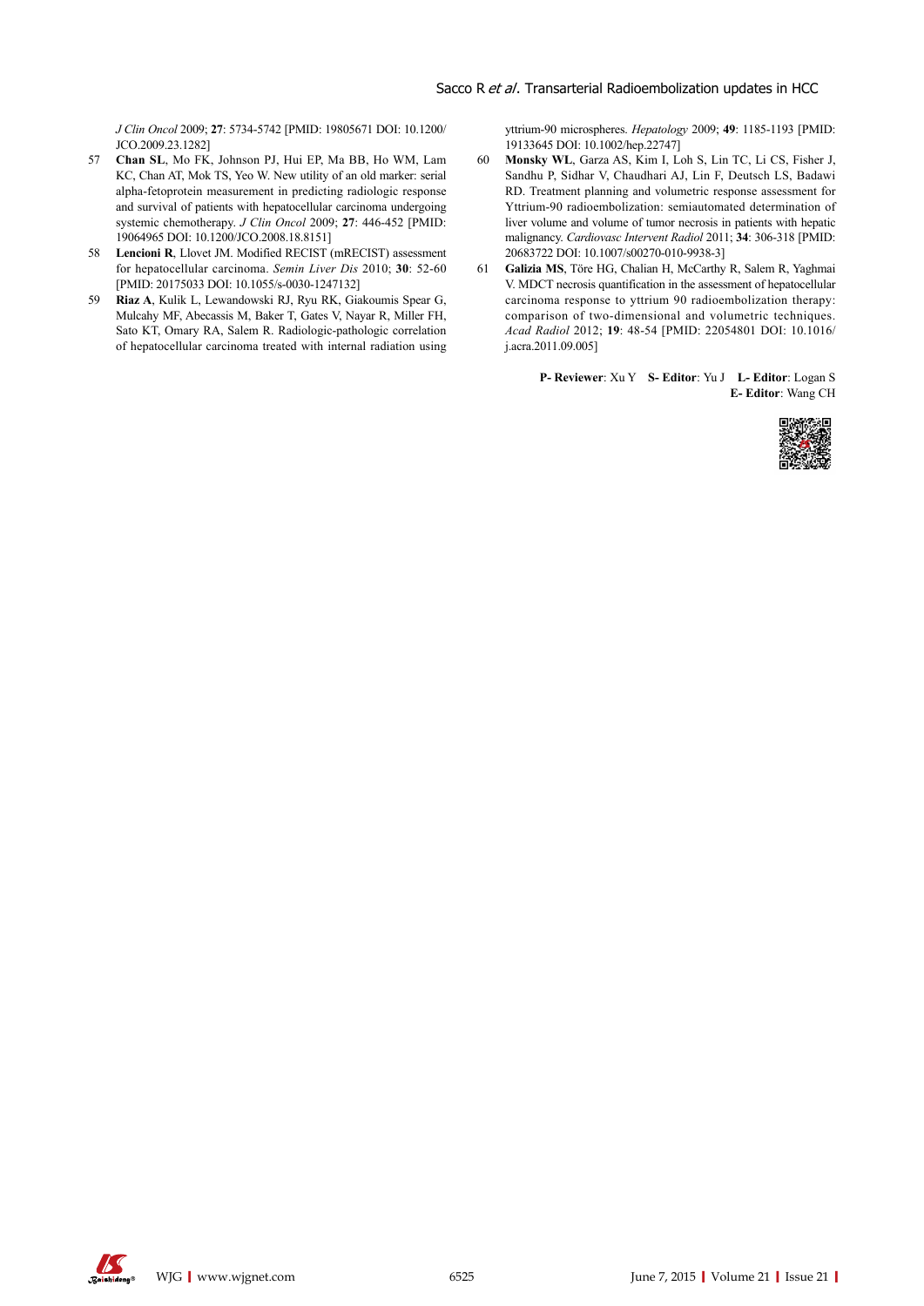*J Clin Oncol* 2009; **27**: 5734-5742 [PMID: 19805671 DOI: 10.1200/JCO.2009.23.1282]

57 **Chan SL**, Mo FK, Johnson PJ, Hui EP, Ma BB, Ho WM, Lam KC, Chan AT, Mok TS, Yeo W. New utility of an old marker: serial alpha-fetoprotein measurement in predicting radiologic response and survival of patients with hepatocellular carcinoma undergoing systemic chemotherapy. *J Clin Oncol* 2009; **27**: 446-452 [PMID: 19064965 DOI: 10.1200/JCO.2008.18.8151]

58 **Lencioni R**, Llovet JM. Modified RECIST (mRECIST) assessment for hepatocellular carcinoma. *Semin Liver Dis* 2010; **30**: 52-60 [PMID: 20175033 DOI: 10.1055/s-0030-1247132]

59 **Riaz A**, Kulik L, Lewandowski RJ, Ryu RK, Giakoumis Spear G, Mulcahy MF, Abecassis M, Baker T, Gates V, Nayar R, Miller FH, Sato KT, Omary RA, Salem R. Radiologic-pathologic correlation of hepatocellular carcinoma treated with internal radiation using yttrium-90 microspheres. *Hepatology* 2009; **49**: 1185-1193 [PMID: 19133645 DOI: 10.1002/hep.22747]

60 **Monsky WL**, Garza AS, Kim I, Loh S, Lin TC, Li CS, Fisher J, Sandhu P, Sidhar V, Chaudhari AJ, Lin F, Deutsch LS, Badawi RD. Treatment planning and volumetric response assessment for Yttrium-90 radioembolization: semiautomated determination of liver volume and volume of tumor necrosis in patients with hepatic malignancy. *Cardiovasc Intervent Radiol* 2011; **34**: 306-318 [PMID: 20683722 DOI: 10.1007/s00270-010-9938-3]

61 **Galizia MS**, Töre HG, Chalian H, McCarthy R, Salem R, Yaghmai V. MDCT necrosis quantification in the assessment of hepatocellular carcinoma response to yttrium 90 radioembolization therapy: comparison of two-dimensional and volumetric techniques. *Acad Radiol* 2012; **19**: 48-54 [PMID: 22054801 DOI: 10.1016/j.acra.2011.09.005]

**P- Reviewer**: Xu Y **S- Editor**: Yu J **L- Editor**: Logan S **E- Editor**: Wang CH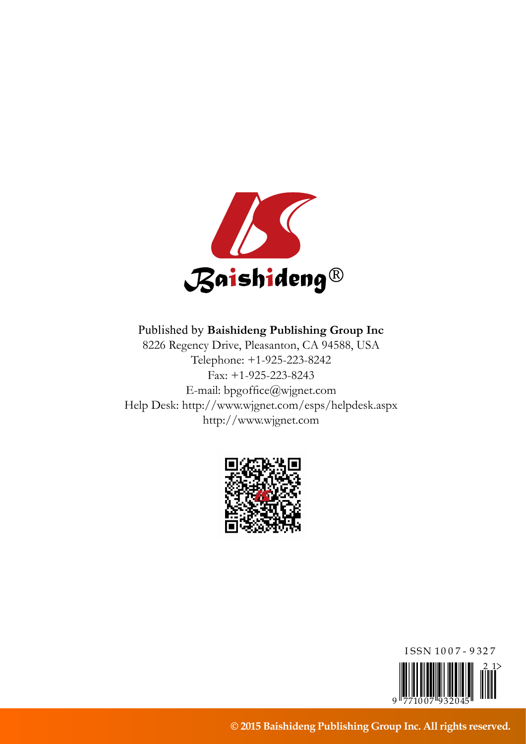Baishideng®

Published by **Baishideng Publishing Group Inc**

8226 Regency Drive, Pleasanton, CA 94588, USA

Telephone: +1-925-223-8242

Fax: +1-925-223-8243

E-mail: bpgoffice@wjgnet.com

Help Desk: http://www.wjgnet.com/esps/helpdesk.aspx

http://www.wjgnet.com

ISSN 1007-9327

**© 2015 Baishideng Publishing Group Inc. All rights reserved.**